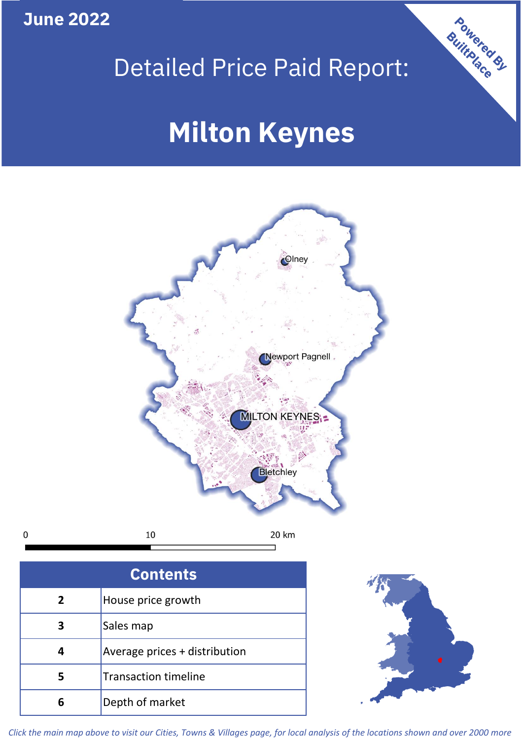June 2022

# Detailed Price Paid Report:

# Milton Keynes

Powered By BuiltPlace

Olney

Newport Pagnell

MILTON KEYNES

Bletchley

0 10 20 km

| Contents | |
|---|---|
| 2 | House price growth |
| 3 | Sales map |
| 4 | Average prices + distribution |
| 5 | Transaction timeline |
| 6 | Depth of market |

*Click the main map above to visit our Cities, Towns & Villages page, for local analysis of the locations shown and over 2000 more*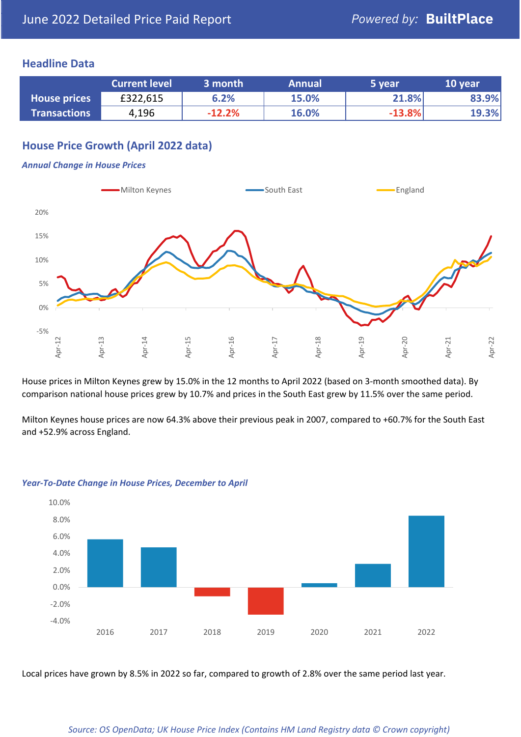# June 2022 Detailed Price Paid Report

*Powered by:* **BuiltPlace**

## Headline Data

| | Current level | 3 month | Annual | 5 year | 10 year |
|---|---|---|---|---|---|
| **House prices** | £322,615 | 6.2% | 15.0% | 21.8% | 83.9% |
| **Transactions** | 4,196 | -12.2% | 16.0% | -13.8% | 19.3% |

## House Price Growth (April 2022 data)

### *Annual Change in House Prices*

House prices in Milton Keynes grew by 15.0% in the 12 months to April 2022 (based on 3-month smoothed data). By comparison national house prices grew by 10.7% and prices in the South East grew by 11.5% over the same period.

Milton Keynes house prices are now 64.3% above their previous peak in 2007, compared to +60.7% for the South East and +52.9% across England.

### *Year-To-Date Change in House Prices, December to April*

Local prices have grown by 8.5% in 2022 so far, compared to growth of 2.8% over the same period last year.

*Source: OS OpenData; UK House Price Index (Contains HM Land Registry data © Crown copyright)*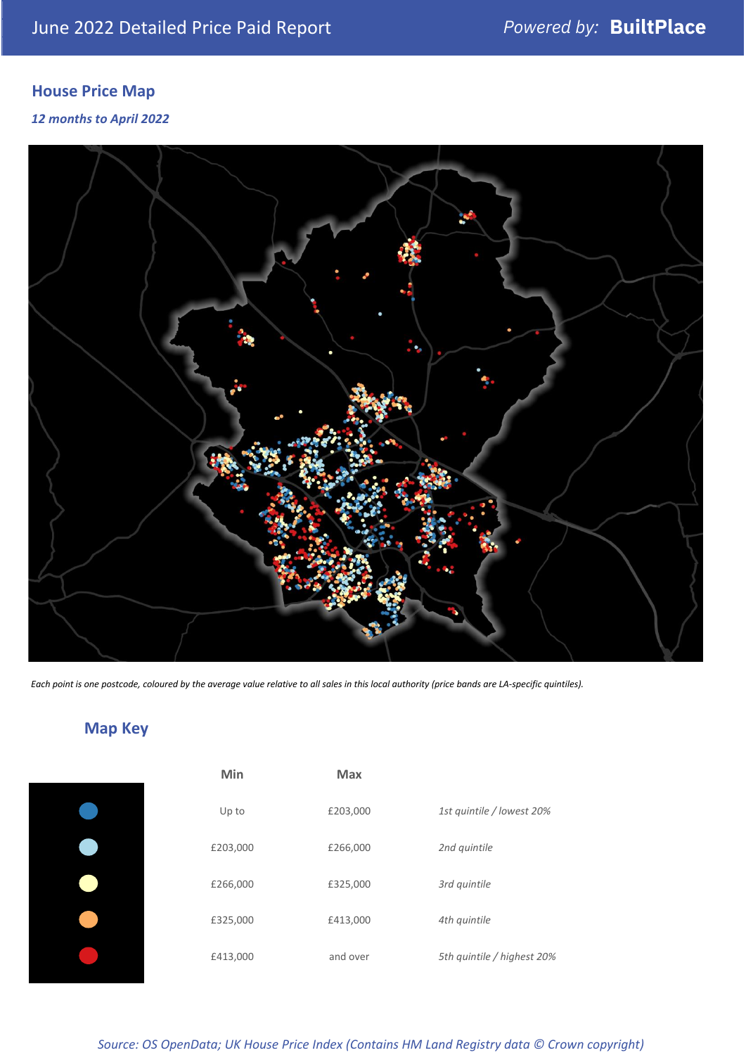## House Price Map

*12 months to April 2022*

*Each point is one postcode, coloured by the average value relative to all sales in this local authority (price bands are LA-specific quintiles).*

## Map Key

| Min | Max | |
|---|---|---|
| Up to | £203,000 | *1st quintile / lowest 20%* |
| £203,000 | £266,000 | *2nd quintile* |
| £266,000 | £325,000 | *3rd quintile* |
| £325,000 | £413,000 | *4th quintile* |
| £413,000 | and over | *5th quintile / highest 20%* |

*Source: OS OpenData; UK House Price Index (Contains HM Land Registry data © Crown copyright)*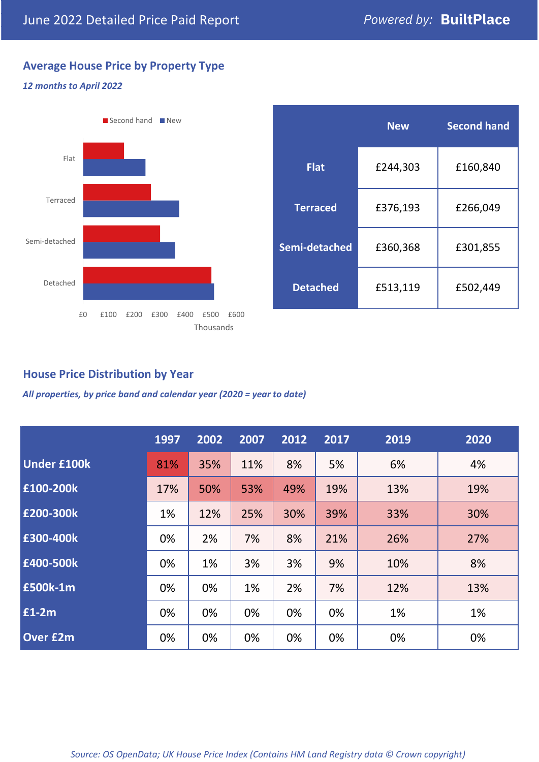# June 2022 Detailed Price Paid Report

*Powered by:* **BuiltPlace**

## Average House Price by Property Type

***12 months to April 2022***

|  | New | Second hand |
|---|---|---|
| **Flat** | £244,303 | £160,840 |
| **Terraced** | £376,193 | £266,049 |
| **Semi-detached** | £360,368 | £301,855 |
| **Detached** | £513,119 | £502,449 |

## House Price Distribution by Year

***All properties, by price band and calendar year (2020 = year to date)***

|  | 1997 | 2002 | 2007 | 2012 | 2017 | 2019 | 2020 |
|---|---|---|---|---|---|---|---|
| **Under £100k** | 81% | 35% | 11% | 8% | 5% | 6% | 4% |
| **£100-200k** | 17% | 50% | 53% | 49% | 19% | 13% | 19% |
| **£200-300k** | 1% | 12% | 25% | 30% | 39% | 33% | 30% |
| **£300-400k** | 0% | 2% | 7% | 8% | 21% | 26% | 27% |
| **£400-500k** | 0% | 1% | 3% | 3% | 9% | 10% | 8% |
| **£500k-1m** | 0% | 0% | 1% | 2% | 7% | 12% | 13% |
| **£1-2m** | 0% | 0% | 0% | 0% | 0% | 1% | 1% |
| **Over £2m** | 0% | 0% | 0% | 0% | 0% | 0% | 0% |

*Source: OS OpenData; UK House Price Index (Contains HM Land Registry data © Crown copyright)*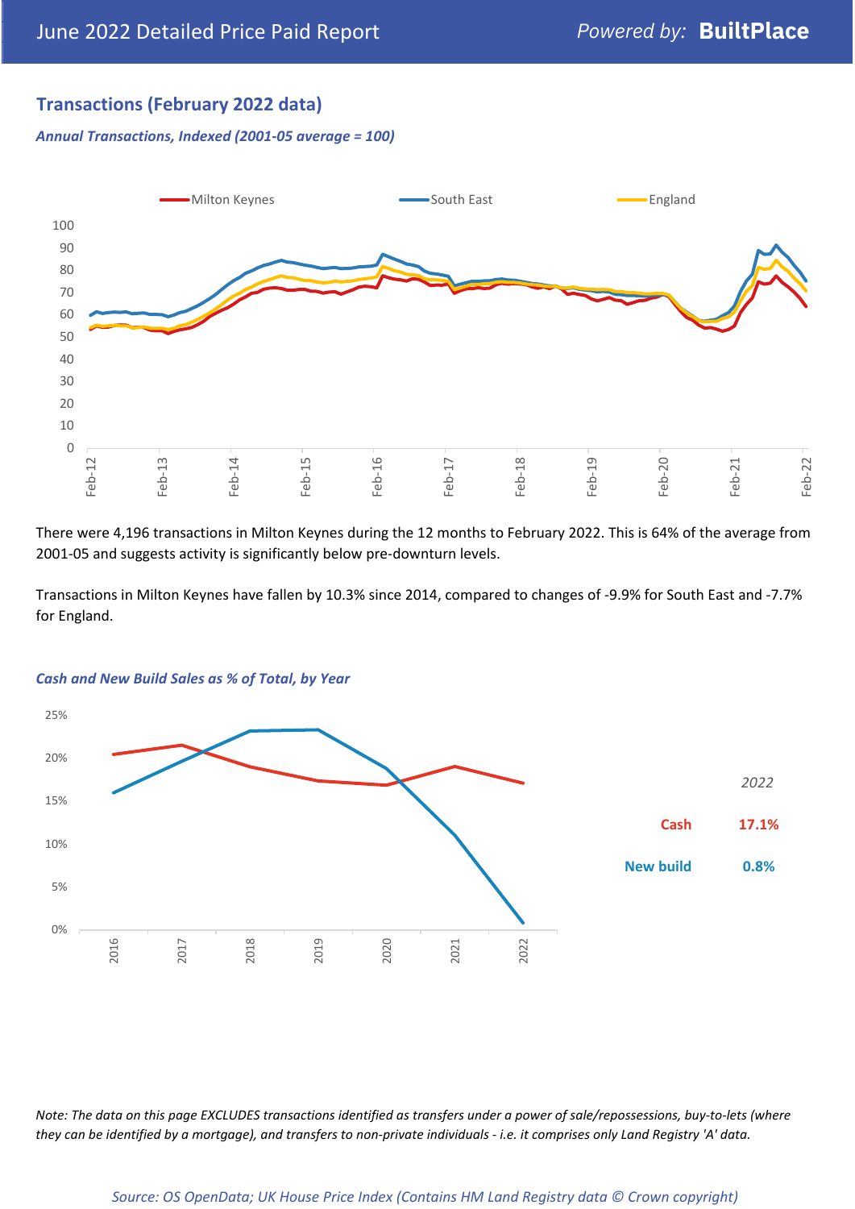## Transactions (February 2022 data)

*Annual Transactions, Indexed (2001-05 average = 100)*

There were 4,196 transactions in Milton Keynes during the 12 months to February 2022. This is 64% of the average from 2001-05 and suggests activity is significantly below pre-downturn levels.

Transactions in Milton Keynes have fallen by 10.3% since 2014, compared to changes of -9.9% for South East and -7.7% for England.

*Cash and New Build Sales as % of Total, by Year*

| *2022* | |
|---|---|
| Cash | 17.1% |
| New build | 0.8% |

*Note: The data on this page EXCLUDES transactions identified as transfers under a power of sale/repossessions, buy-to-lets (where they can be identified by a mortgage), and transfers to non-private individuals - i.e. it comprises only Land Registry 'A' data.*

*Source: OS OpenData; UK House Price Index (Contains HM Land Registry data © Crown copyright)*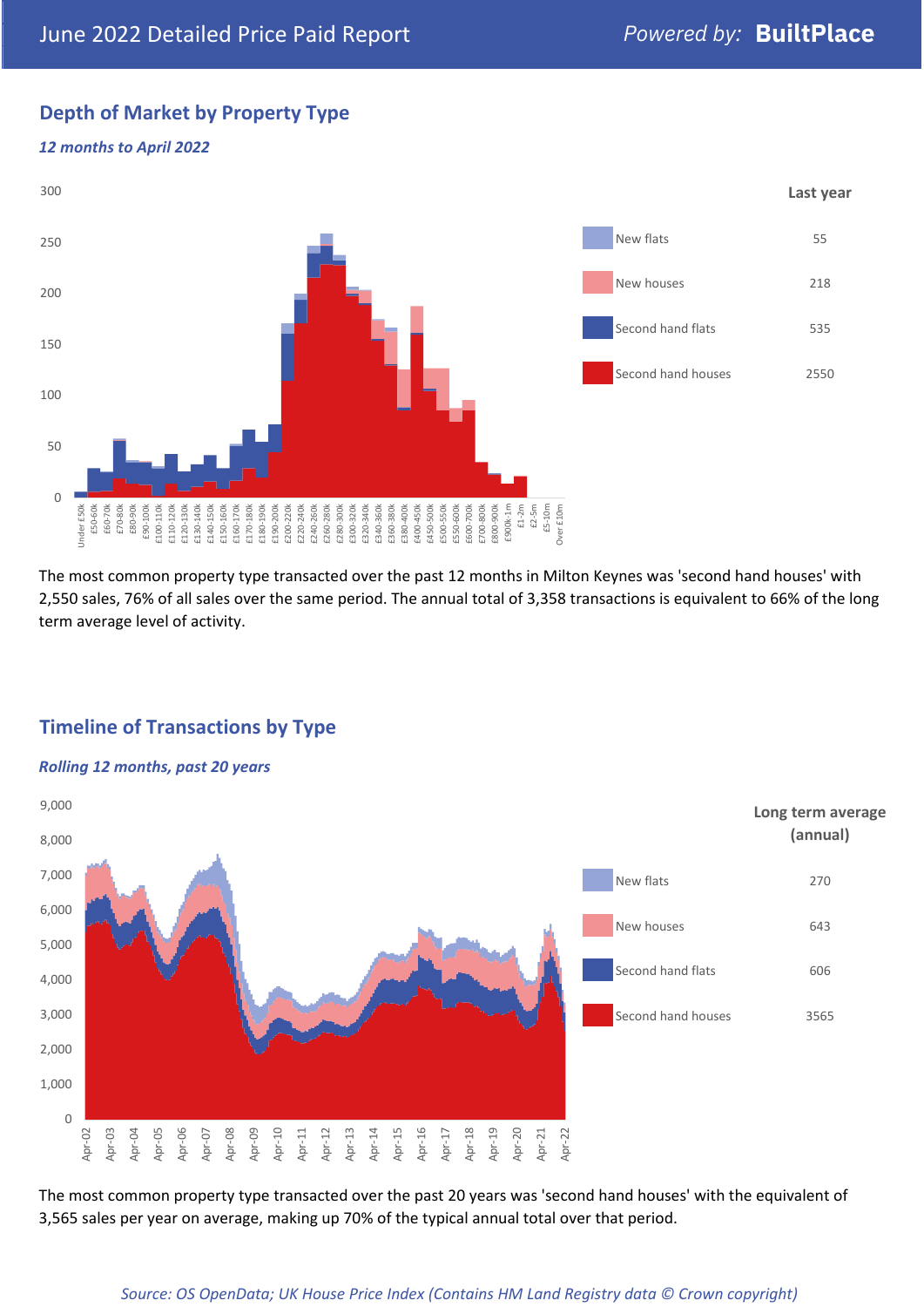# June 2022 Detailed Price Paid Report

Powered by: **BuiltPlace**

## Depth of Market by Property Type

*12 months to April 2022*

300
250
200
150
100
50
0

Under £50k, £50-60k, £60-70k, £70-80k, £80-90k, £90-100k, £100-110k, £110-120k, £120-130k, £130-140k, £140-150k, £150-160k, £160-170k, £170-180k, £180-190k, £190-200k, £200-220k, £220-240k, £240-260k, £260-280k, £280-300k, £300-320k, £320-340k, £340-360k, £360-380k, £380-400k, £400-450k, £450-500k, £500-550k, £550-600k, £600-700k, £700-800k, £800-900k, £900k-1m, £1-2m, £2-5m, £5-10m, Over £10m

**Last year**

New flats 55

New houses 218

Second hand flats 535

Second hand houses 2550

The most common property type transacted over the past 12 months in Milton Keynes was 'second hand houses' with 2,550 sales, 76% of all sales over the same period. The annual total of 3,358 transactions is equivalent to 66% of the long term average level of activity.

## Timeline of Transactions by Type

*Rolling 12 months, past 20 years*

9,000
8,000
7,000
6,000
5,000
4,000
3,000
2,000
1,000
0

Apr-02, Apr-03, Apr-04, Apr-05, Apr-06, Apr-07, Apr-08, Apr-09, Apr-10, Apr-11, Apr-12, Apr-13, Apr-14, Apr-15, Apr-16, Apr-17, Apr-18, Apr-19, Apr-20, Apr-21, Apr-22

**Long term average (annual)**

New flats 270

New houses 643

Second hand flats 606

Second hand houses 3565

The most common property type transacted over the past 20 years was 'second hand houses' with the equivalent of 3,565 sales per year on average, making up 70% of the typical annual total over that period.

*Source: OS OpenData; UK House Price Index (Contains HM Land Registry data © Crown copyright)*